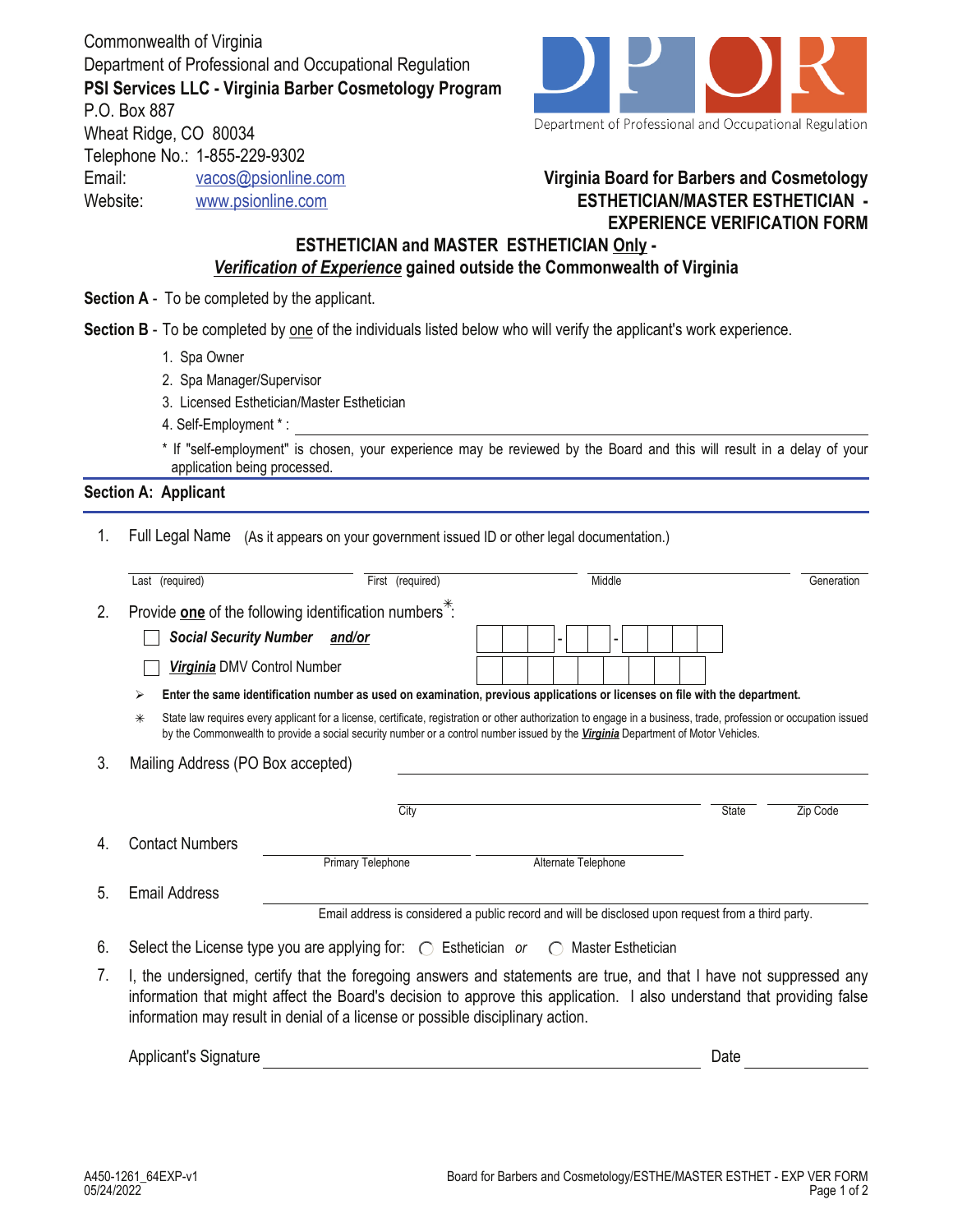Commonwealth of Virginia
Department of Professional and Occupational Regulation
**PSI Services LLC - Virginia Barber Cosmetology Program**
P.O. Box 887
Wheat Ridge, CO 80034
Telephone No.: 1-855-229-9302
Email: vacos@psionline.com
Website: www.psionline.com

DPOR
Department of Professional and Occupational Regulation

**Virginia Board for Barbers and Cosmetology**
**ESTHETICIAN/MASTER ESTHETICIAN - EXPERIENCE VERIFICATION FORM**

## ESTHETICIAN and MASTER ESTHETICIAN Only - *Verification of Experience* gained outside the Commonwealth of Virginia

**Section A** - To be completed by the applicant.

**Section B** - To be completed by one of the individuals listed below who will verify the applicant's work experience.

1. Spa Owner
2. Spa Manager/Supervisor
3. Licensed Esthetician/Master Esthetician
4. Self-Employment * : ______________________

\* If "self-employment" is chosen, your experience may be reviewed by the Board and this will result in a delay of your application being processed.

### Section A: Applicant

1. Full Legal Name (As it appears on your government issued ID or other legal documentation.)

   ______________ Last (required) ______________ First (required) ______________ Middle ______________ Generation

2. Provide **one** of the following identification numbers✳:

   ☐ ***Social Security Number*** ***and/or*** [ ][ ][ ] - [ ][ ] - [ ][ ][ ][ ]

   ☐ ***Virginia*** DMV Control Number [ ][ ][ ][ ][ ][ ][ ][ ][ ]

   ➢ **Enter the same identification number as used on examination, previous applications or licenses on file with the department.**

   ✳ State law requires every applicant for a license, certificate, registration or other authorization to engage in a business, trade, profession or occupation issued by the Commonwealth to provide a social security number or a control number issued by the ***Virginia*** Department of Motor Vehicles.

3. Mailing Address (PO Box accepted) ______________________

   ______________ City ______ State ______ Zip Code

4. Contact Numbers ______________ Primary Telephone ______________ Alternate Telephone

5. Email Address ______________________

   Email address is considered a public record and will be disclosed upon request from a third party.

6. Select the License type you are applying for: ◯ Esthetician *or* ◯ Master Esthetician

7. I, the undersigned, certify that the foregoing answers and statements are true, and that I have not suppressed any information that might affect the Board's decision to approve this application. I also understand that providing false information may result in denial of a license or possible disciplinary action.

   Applicant's Signature ______________________ Date ______________

A450-1261_64EXP-v1
05/24/2022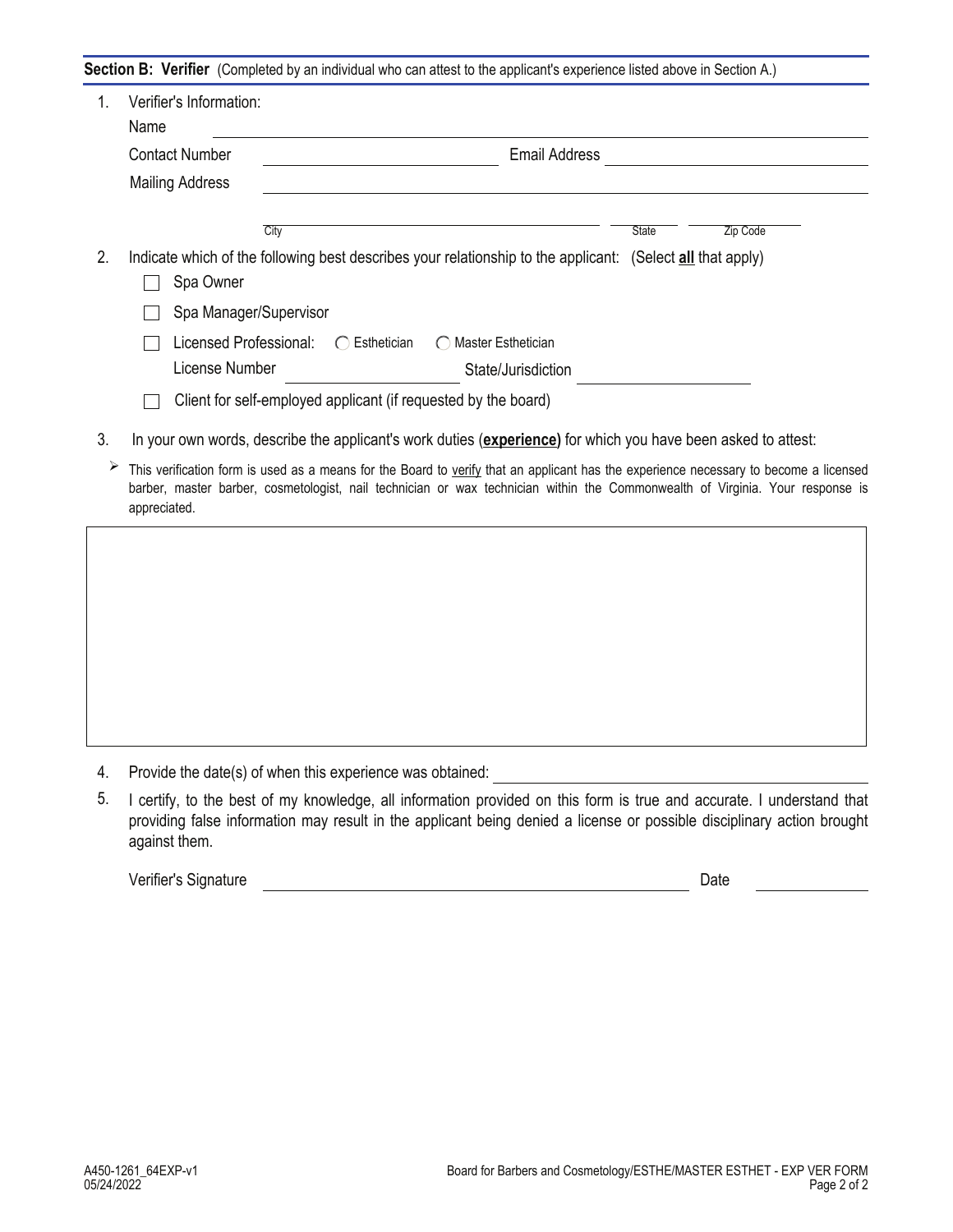**Section B: Verifier** (Completed by an individual who can attest to the applicant's experience listed above in Section A.)

1. Verifier's Information:

   Name ______________________________

   Contact Number ______________________ Email Address ______________________

   Mailing Address ______________________________

   ______________________ City ______ State ______ Zip Code

2. Indicate which of the following best describes your relationship to the applicant: (Select **all** that apply)

   - [ ] Spa Owner
   - [ ] Spa Manager/Supervisor
   - [ ] Licensed Professional: ◯ Esthetician ◯ Master Esthetician

     License Number ______________ State/Jurisdiction ______________
   - [ ] Client for self-employed applicant (if requested by the board)

3. In your own words, describe the applicant's work duties (**experience**) for which you have been asked to attest:

   ➢ This verification form is used as a means for the Board to verify that an applicant has the experience necessary to become a licensed barber, master barber, cosmetologist, nail technician or wax technician within the Commonwealth of Virginia. Your response is appreciated.

4. Provide the date(s) of when this experience was obtained: ______________________

5. I certify, to the best of my knowledge, all information provided on this form is true and accurate. I understand that providing false information may result in the applicant being denied a license or possible disciplinary action brought against them.

   Verifier's Signature ______________________________ Date ______________

A450-1261_64EXP-v1
05/24/2022

Board for Barbers and Cosmetology/ESTHE/MASTER ESTHET - EXP VER FORM